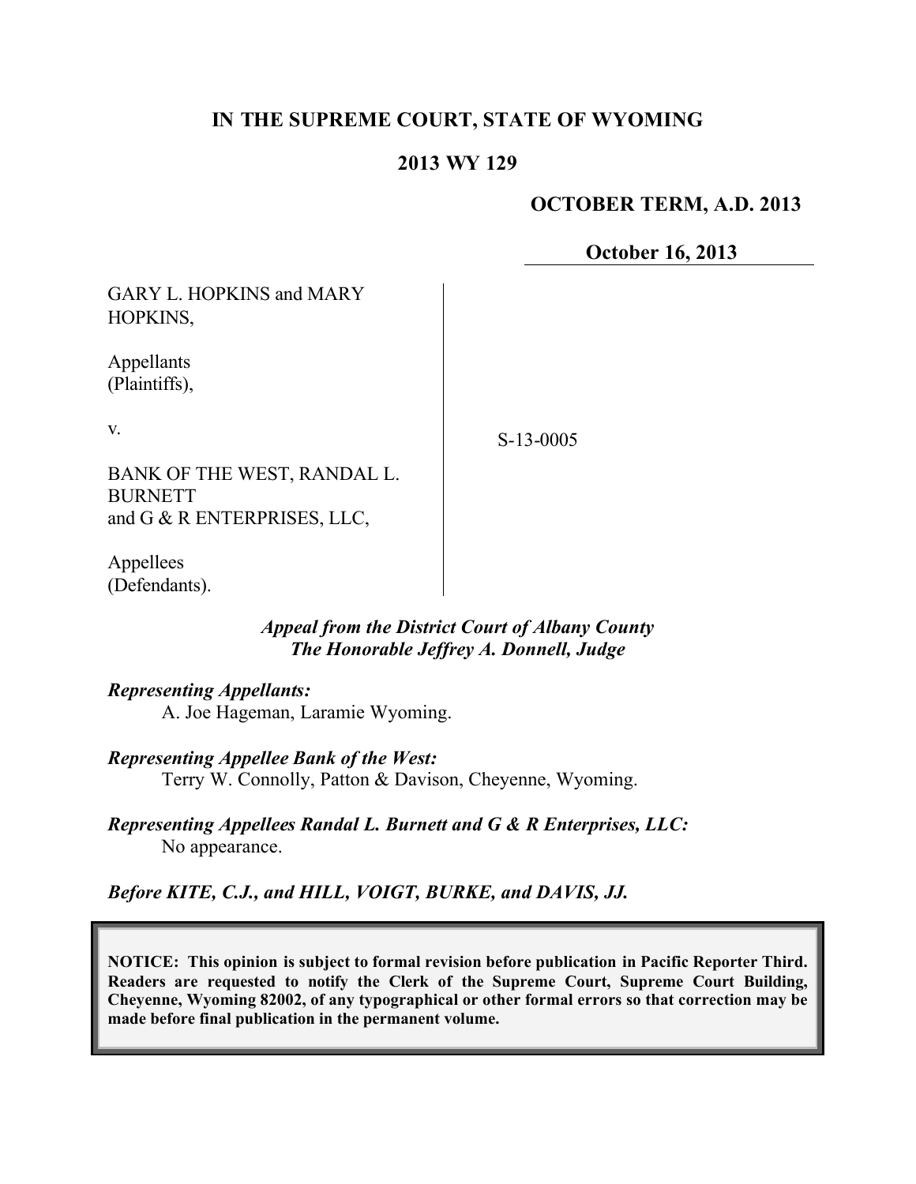**IN THE SUPREME COURT, STATE OF WYOMING**

**2013 WY 129**

**OCTOBER TERM, A.D. 2013**

**October 16, 2013**

GARY L. HOPKINS and MARY HOPKINS,

Appellants
(Plaintiffs),

v.

BANK OF THE WEST, RANDAL L. BURNETT
and G & R ENTERPRISES, LLC,

Appellees
(Defendants).

S-13-0005

*Appeal from the District Court of Albany County*
*The Honorable Jeffrey A. Donnell, Judge*

***Representing Appellants:***
A. Joe Hageman, Laramie Wyoming.

***Representing Appellee Bank of the West:***
Terry W. Connolly, Patton & Davison, Cheyenne, Wyoming.

***Representing Appellees Randal L. Burnett and G & R Enterprises, LLC:***
No appearance.

***Before KITE, C.J., and HILL, VOIGT, BURKE, and DAVIS, JJ.***

**NOTICE: This opinion is subject to formal revision before publication in Pacific Reporter Third. Readers are requested to notify the Clerk of the Supreme Court, Supreme Court Building, Cheyenne, Wyoming 82002, of any typographical or other formal errors so that correction may be made before final publication in the permanent volume.**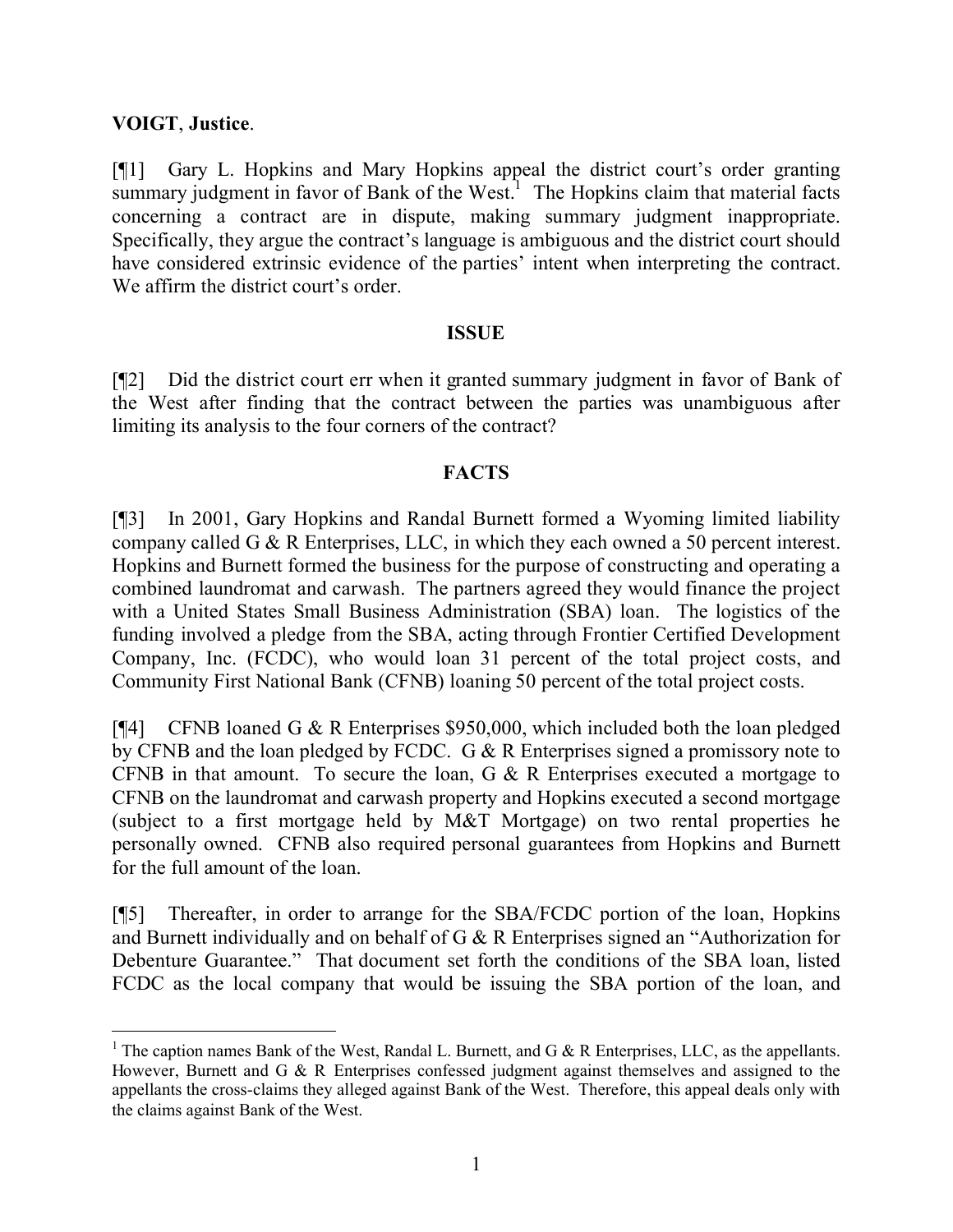**VOIGT**, **Justice**.

[¶1] Gary L. Hopkins and Mary Hopkins appeal the district court's order granting summary judgment in favor of Bank of the West.[1] The Hopkins claim that material facts concerning a contract are in dispute, making summary judgment inappropriate. Specifically, they argue the contract's language is ambiguous and the district court should have considered extrinsic evidence of the parties' intent when interpreting the contract. We affirm the district court's order.

## ISSUE

[¶2] Did the district court err when it granted summary judgment in favor of Bank of the West after finding that the contract between the parties was unambiguous after limiting its analysis to the four corners of the contract?

## FACTS

[¶3] In 2001, Gary Hopkins and Randal Burnett formed a Wyoming limited liability company called G & R Enterprises, LLC, in which they each owned a 50 percent interest. Hopkins and Burnett formed the business for the purpose of constructing and operating a combined laundromat and carwash. The partners agreed they would finance the project with a United States Small Business Administration (SBA) loan. The logistics of the funding involved a pledge from the SBA, acting through Frontier Certified Development Company, Inc. (FCDC), who would loan 31 percent of the total project costs, and Community First National Bank (CFNB) loaning 50 percent of the total project costs.

[¶4] CFNB loaned G & R Enterprises $950,000, which included both the loan pledged by CFNB and the loan pledged by FCDC. G & R Enterprises signed a promissory note to CFNB in that amount. To secure the loan, G & R Enterprises executed a mortgage to CFNB on the laundromat and carwash property and Hopkins executed a second mortgage (subject to a first mortgage held by M&T Mortgage) on two rental properties he personally owned. CFNB also required personal guarantees from Hopkins and Burnett for the full amount of the loan.

[¶5] Thereafter, in order to arrange for the SBA/FCDC portion of the loan, Hopkins and Burnett individually and on behalf of G & R Enterprises signed an "Authorization for Debenture Guarantee." That document set forth the conditions of the SBA loan, listed FCDC as the local company that would be issuing the SBA portion of the loan, and

---

[1] The caption names Bank of the West, Randal L. Burnett, and G & R Enterprises, LLC, as the appellants. However, Burnett and G & R Enterprises confessed judgment against themselves and assigned to the appellants the cross-claims they alleged against Bank of the West. Therefore, this appeal deals only with the claims against Bank of the West.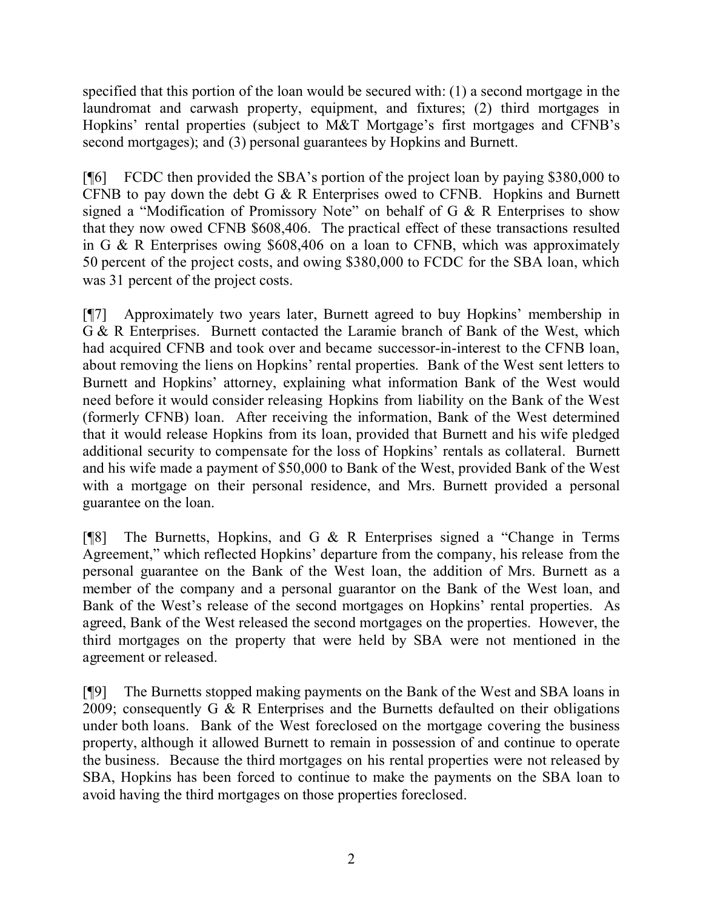specified that this portion of the loan would be secured with: (1) a second mortgage in the laundromat and carwash property, equipment, and fixtures; (2) third mortgages in Hopkins' rental properties (subject to M&T Mortgage's first mortgages and CFNB's second mortgages); and (3) personal guarantees by Hopkins and Burnett.

[¶6] FCDC then provided the SBA's portion of the project loan by paying $380,000 to CFNB to pay down the debt G & R Enterprises owed to CFNB. Hopkins and Burnett signed a "Modification of Promissory Note" on behalf of G & R Enterprises to show that they now owed CFNB $608,406. The practical effect of these transactions resulted in G & R Enterprises owing $608,406 on a loan to CFNB, which was approximately 50 percent of the project costs, and owing $380,000 to FCDC for the SBA loan, which was 31 percent of the project costs.

[¶7] Approximately two years later, Burnett agreed to buy Hopkins' membership in G & R Enterprises. Burnett contacted the Laramie branch of Bank of the West, which had acquired CFNB and took over and became successor-in-interest to the CFNB loan, about removing the liens on Hopkins' rental properties. Bank of the West sent letters to Burnett and Hopkins' attorney, explaining what information Bank of the West would need before it would consider releasing Hopkins from liability on the Bank of the West (formerly CFNB) loan. After receiving the information, Bank of the West determined that it would release Hopkins from its loan, provided that Burnett and his wife pledged additional security to compensate for the loss of Hopkins' rentals as collateral. Burnett and his wife made a payment of $50,000 to Bank of the West, provided Bank of the West with a mortgage on their personal residence, and Mrs. Burnett provided a personal guarantee on the loan.

[¶8] The Burnetts, Hopkins, and G & R Enterprises signed a "Change in Terms Agreement," which reflected Hopkins' departure from the company, his release from the personal guarantee on the Bank of the West loan, the addition of Mrs. Burnett as a member of the company and a personal guarantor on the Bank of the West loan, and Bank of the West's release of the second mortgages on Hopkins' rental properties. As agreed, Bank of the West released the second mortgages on the properties. However, the third mortgages on the property that were held by SBA were not mentioned in the agreement or released.

[¶9] The Burnetts stopped making payments on the Bank of the West and SBA loans in 2009; consequently G & R Enterprises and the Burnetts defaulted on their obligations under both loans. Bank of the West foreclosed on the mortgage covering the business property, although it allowed Burnett to remain in possession of and continue to operate the business. Because the third mortgages on his rental properties were not released by SBA, Hopkins has been forced to continue to make the payments on the SBA loan to avoid having the third mortgages on those properties foreclosed.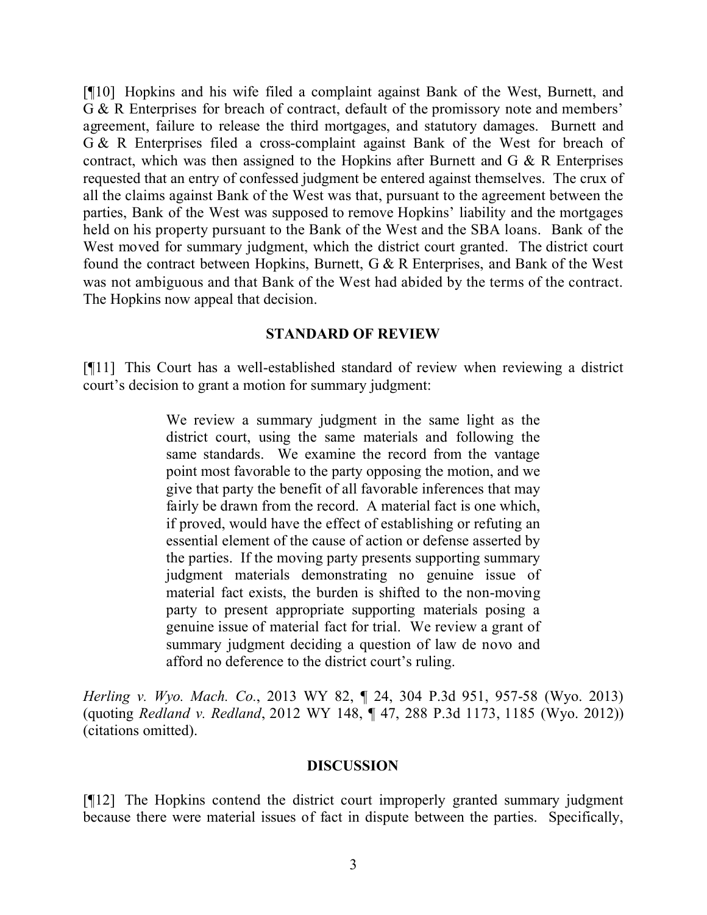[¶10] Hopkins and his wife filed a complaint against Bank of the West, Burnett, and G & R Enterprises for breach of contract, default of the promissory note and members' agreement, failure to release the third mortgages, and statutory damages. Burnett and G & R Enterprises filed a cross-complaint against Bank of the West for breach of contract, which was then assigned to the Hopkins after Burnett and G & R Enterprises requested that an entry of confessed judgment be entered against themselves. The crux of all the claims against Bank of the West was that, pursuant to the agreement between the parties, Bank of the West was supposed to remove Hopkins' liability and the mortgages held on his property pursuant to the Bank of the West and the SBA loans. Bank of the West moved for summary judgment, which the district court granted. The district court found the contract between Hopkins, Burnett, G & R Enterprises, and Bank of the West was not ambiguous and that Bank of the West had abided by the terms of the contract. The Hopkins now appeal that decision.

## STANDARD OF REVIEW

[¶11] This Court has a well-established standard of review when reviewing a district court's decision to grant a motion for summary judgment:

> We review a summary judgment in the same light as the district court, using the same materials and following the same standards. We examine the record from the vantage point most favorable to the party opposing the motion, and we give that party the benefit of all favorable inferences that may fairly be drawn from the record. A material fact is one which, if proved, would have the effect of establishing or refuting an essential element of the cause of action or defense asserted by the parties. If the moving party presents supporting summary judgment materials demonstrating no genuine issue of material fact exists, the burden is shifted to the non-moving party to present appropriate supporting materials posing a genuine issue of material fact for trial. We review a grant of summary judgment deciding a question of law de novo and afford no deference to the district court's ruling.

*Herling v. Wyo. Mach. Co.*, 2013 WY 82, ¶ 24, 304 P.3d 951, 957-58 (Wyo. 2013) (quoting *Redland v. Redland*, 2012 WY 148, ¶ 47, 288 P.3d 1173, 1185 (Wyo. 2012)) (citations omitted).

## DISCUSSION

[¶12] The Hopkins contend the district court improperly granted summary judgment because there were material issues of fact in dispute between the parties. Specifically,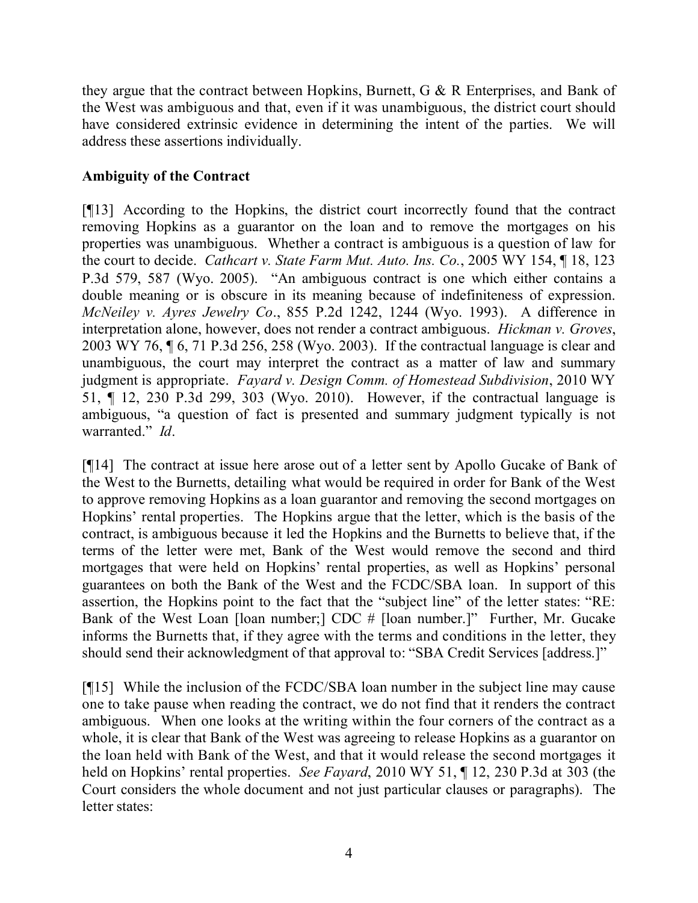they argue that the contract between Hopkins, Burnett, G & R Enterprises, and Bank of the West was ambiguous and that, even if it was unambiguous, the district court should have considered extrinsic evidence in determining the intent of the parties. We will address these assertions individually.

## Ambiguity of the Contract

[¶13] According to the Hopkins, the district court incorrectly found that the contract removing Hopkins as a guarantor on the loan and to remove the mortgages on his properties was unambiguous. Whether a contract is ambiguous is a question of law for the court to decide. *Cathcart v. State Farm Mut. Auto. Ins. Co.*, 2005 WY 154, ¶ 18, 123 P.3d 579, 587 (Wyo. 2005). "An ambiguous contract is one which either contains a double meaning or is obscure in its meaning because of indefiniteness of expression. *McNeiley v. Ayres Jewelry Co*., 855 P.2d 1242, 1244 (Wyo. 1993). A difference in interpretation alone, however, does not render a contract ambiguous. *Hickman v. Groves*, 2003 WY 76, ¶ 6, 71 P.3d 256, 258 (Wyo. 2003). If the contractual language is clear and unambiguous, the court may interpret the contract as a matter of law and summary judgment is appropriate. *Fayard v. Design Comm. of Homestead Subdivision*, 2010 WY 51, ¶ 12, 230 P.3d 299, 303 (Wyo. 2010). However, if the contractual language is ambiguous, "a question of fact is presented and summary judgment typically is not warranted." *Id*.

[¶14] The contract at issue here arose out of a letter sent by Apollo Gucake of Bank of the West to the Burnetts, detailing what would be required in order for Bank of the West to approve removing Hopkins as a loan guarantor and removing the second mortgages on Hopkins' rental properties. The Hopkins argue that the letter, which is the basis of the contract, is ambiguous because it led the Hopkins and the Burnetts to believe that, if the terms of the letter were met, Bank of the West would remove the second and third mortgages that were held on Hopkins' rental properties, as well as Hopkins' personal guarantees on both the Bank of the West and the FCDC/SBA loan. In support of this assertion, the Hopkins point to the fact that the "subject line" of the letter states: "RE: Bank of the West Loan [loan number;] CDC # [loan number.]" Further, Mr. Gucake informs the Burnetts that, if they agree with the terms and conditions in the letter, they should send their acknowledgment of that approval to: "SBA Credit Services [address.]"

[¶15] While the inclusion of the FCDC/SBA loan number in the subject line may cause one to take pause when reading the contract, we do not find that it renders the contract ambiguous. When one looks at the writing within the four corners of the contract as a whole, it is clear that Bank of the West was agreeing to release Hopkins as a guarantor on the loan held with Bank of the West, and that it would release the second mortgages it held on Hopkins' rental properties. *See Fayard*, 2010 WY 51, ¶ 12, 230 P.3d at 303 (the Court considers the whole document and not just particular clauses or paragraphs). The letter states: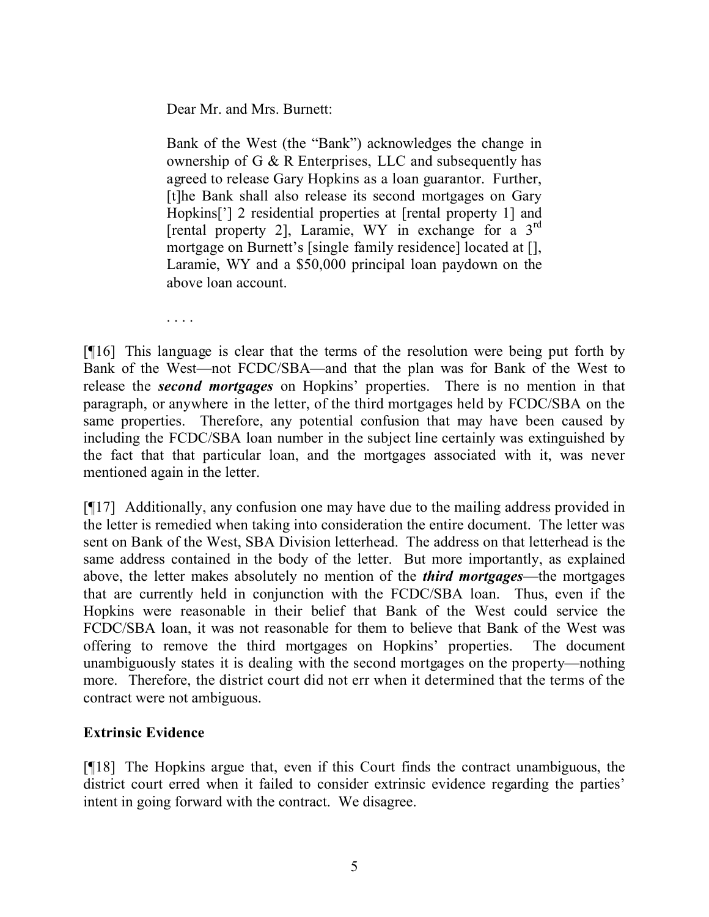> Dear Mr. and Mrs. Burnett:
>
> Bank of the West (the "Bank") acknowledges the change in ownership of G & R Enterprises, LLC and subsequently has agreed to release Gary Hopkins as a loan guarantor. Further, [t]he Bank shall also release its second mortgages on Gary Hopkins['] 2 residential properties at [rental property 1] and [rental property 2], Laramie, WY in exchange for a 3rd mortgage on Burnett's [single family residence] located at [], Laramie, WY and a $50,000 principal loan paydown on the above loan account.
>
> . . . .

[¶16] This language is clear that the terms of the resolution were being put forth by Bank of the West—not FCDC/SBA—and that the plan was for Bank of the West to release the ***second mortgages*** on Hopkins' properties. There is no mention in that paragraph, or anywhere in the letter, of the third mortgages held by FCDC/SBA on the same properties. Therefore, any potential confusion that may have been caused by including the FCDC/SBA loan number in the subject line certainly was extinguished by the fact that that particular loan, and the mortgages associated with it, was never mentioned again in the letter.

[¶17] Additionally, any confusion one may have due to the mailing address provided in the letter is remedied when taking into consideration the entire document. The letter was sent on Bank of the West, SBA Division letterhead. The address on that letterhead is the same address contained in the body of the letter. But more importantly, as explained above, the letter makes absolutely no mention of the ***third mortgages***—the mortgages that are currently held in conjunction with the FCDC/SBA loan. Thus, even if the Hopkins were reasonable in their belief that Bank of the West could service the FCDC/SBA loan, it was not reasonable for them to believe that Bank of the West was offering to remove the third mortgages on Hopkins' properties. The document unambiguously states it is dealing with the second mortgages on the property—nothing more. Therefore, the district court did not err when it determined that the terms of the contract were not ambiguous.

**Extrinsic Evidence**

[¶18] The Hopkins argue that, even if this Court finds the contract unambiguous, the district court erred when it failed to consider extrinsic evidence regarding the parties' intent in going forward with the contract. We disagree.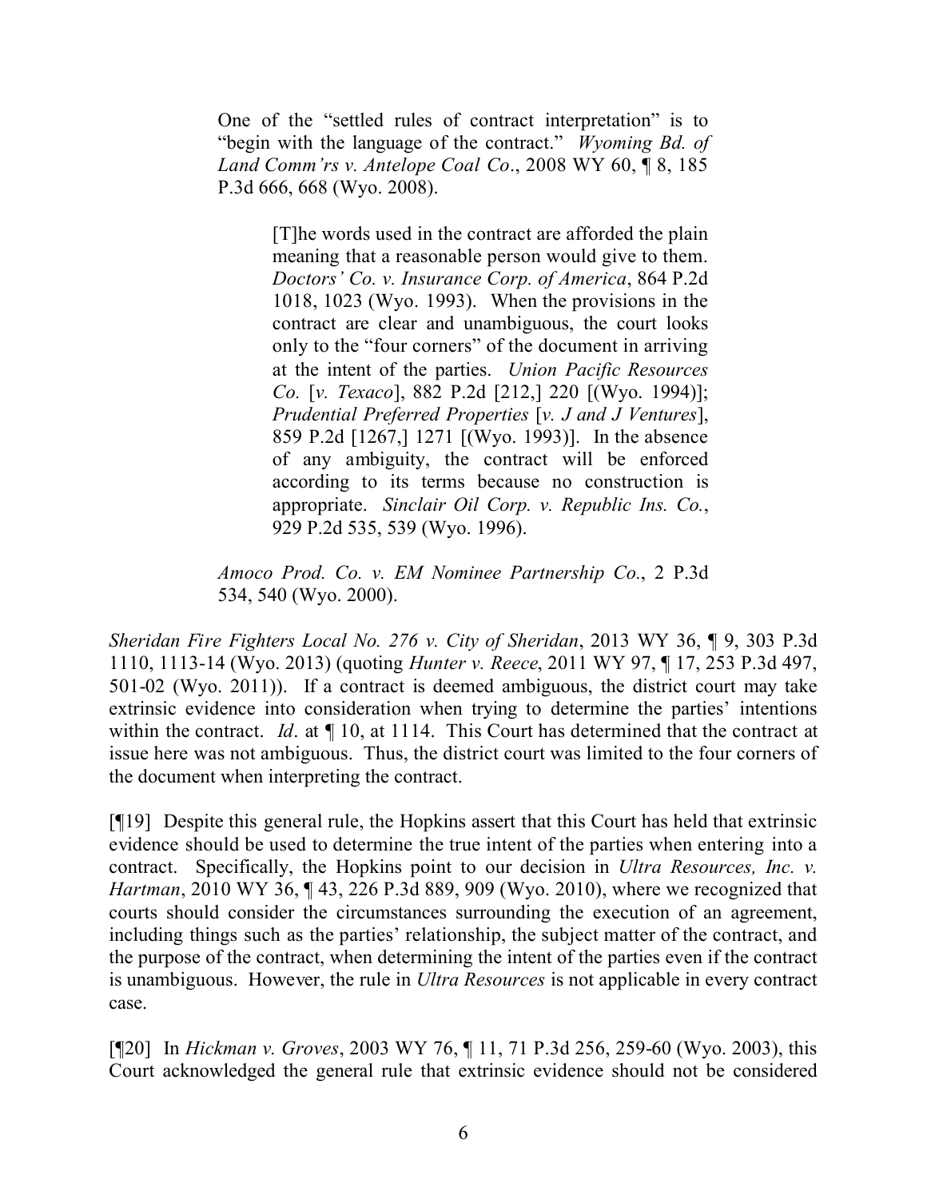> One of the "settled rules of contract interpretation" is to "begin with the language of the contract." *Wyoming Bd. of Land Comm'rs v. Antelope Coal Co*., 2008 WY 60, ¶ 8, 185 P.3d 666, 668 (Wyo. 2008).
>
> > [T]he words used in the contract are afforded the plain meaning that a reasonable person would give to them. *Doctors' Co. v. Insurance Corp. of America*, 864 P.2d 1018, 1023 (Wyo. 1993). When the provisions in the contract are clear and unambiguous, the court looks only to the "four corners" of the document in arriving at the intent of the parties. *Union Pacific Resources Co.* [*v. Texaco*], 882 P.2d [212,] 220 [(Wyo. 1994)]; *Prudential Preferred Properties* [*v. J and J Ventures*], 859 P.2d [1267,] 1271 [(Wyo. 1993)]. In the absence of any ambiguity, the contract will be enforced according to its terms because no construction is appropriate. *Sinclair Oil Corp. v. Republic Ins. Co.*, 929 P.2d 535, 539 (Wyo. 1996).
>
> *Amoco Prod. Co. v. EM Nominee Partnership Co.*, 2 P.3d 534, 540 (Wyo. 2000).

*Sheridan Fire Fighters Local No. 276 v. City of Sheridan*, 2013 WY 36, ¶ 9, 303 P.3d 1110, 1113-14 (Wyo. 2013) (quoting *Hunter v. Reece*, 2011 WY 97, ¶ 17, 253 P.3d 497, 501-02 (Wyo. 2011)). If a contract is deemed ambiguous, the district court may take extrinsic evidence into consideration when trying to determine the parties' intentions within the contract. *Id*. at ¶ 10, at 1114. This Court has determined that the contract at issue here was not ambiguous. Thus, the district court was limited to the four corners of the document when interpreting the contract.

[¶19] Despite this general rule, the Hopkins assert that this Court has held that extrinsic evidence should be used to determine the true intent of the parties when entering into a contract. Specifically, the Hopkins point to our decision in *Ultra Resources, Inc. v. Hartman*, 2010 WY 36, ¶ 43, 226 P.3d 889, 909 (Wyo. 2010), where we recognized that courts should consider the circumstances surrounding the execution of an agreement, including things such as the parties' relationship, the subject matter of the contract, and the purpose of the contract, when determining the intent of the parties even if the contract is unambiguous. However, the rule in *Ultra Resources* is not applicable in every contract case.

[¶20] In *Hickman v. Groves*, 2003 WY 76, ¶ 11, 71 P.3d 256, 259-60 (Wyo. 2003), this Court acknowledged the general rule that extrinsic evidence should not be considered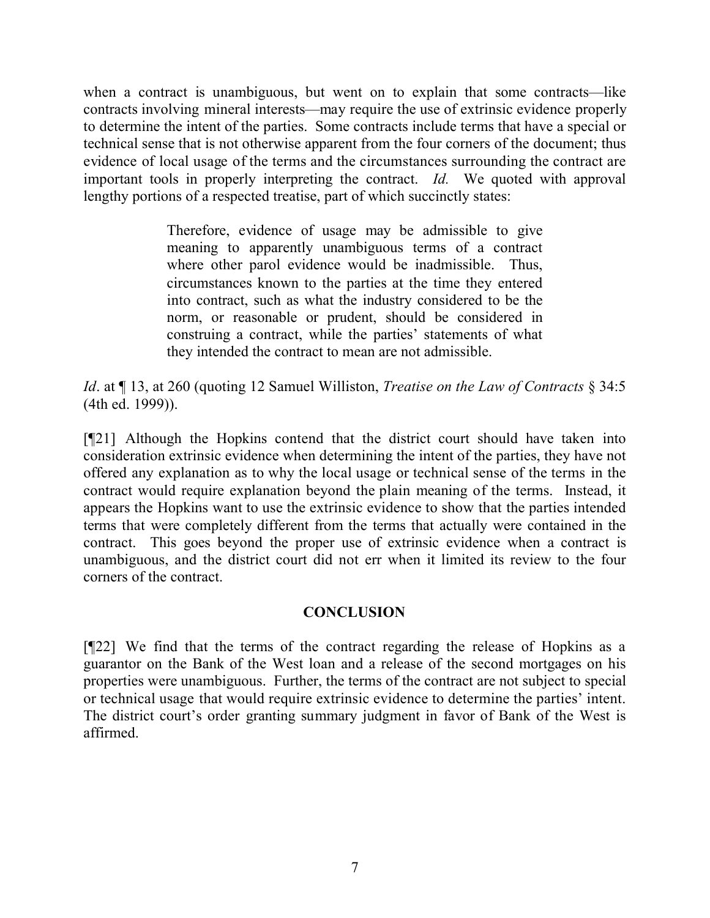when a contract is unambiguous, but went on to explain that some contracts—like contracts involving mineral interests—may require the use of extrinsic evidence properly to determine the intent of the parties. Some contracts include terms that have a special or technical sense that is not otherwise apparent from the four corners of the document; thus evidence of local usage of the terms and the circumstances surrounding the contract are important tools in properly interpreting the contract. *Id.* We quoted with approval lengthy portions of a respected treatise, part of which succinctly states:

> Therefore, evidence of usage may be admissible to give meaning to apparently unambiguous terms of a contract where other parol evidence would be inadmissible. Thus, circumstances known to the parties at the time they entered into contract, such as what the industry considered to be the norm, or reasonable or prudent, should be considered in construing a contract, while the parties' statements of what they intended the contract to mean are not admissible.

*Id*. at ¶ 13, at 260 (quoting 12 Samuel Williston, *Treatise on the Law of Contracts* § 34:5 (4th ed. 1999)).

[¶21] Although the Hopkins contend that the district court should have taken into consideration extrinsic evidence when determining the intent of the parties, they have not offered any explanation as to why the local usage or technical sense of the terms in the contract would require explanation beyond the plain meaning of the terms. Instead, it appears the Hopkins want to use the extrinsic evidence to show that the parties intended terms that were completely different from the terms that actually were contained in the contract. This goes beyond the proper use of extrinsic evidence when a contract is unambiguous, and the district court did not err when it limited its review to the four corners of the contract.

## CONCLUSION

[¶22] We find that the terms of the contract regarding the release of Hopkins as a guarantor on the Bank of the West loan and a release of the second mortgages on his properties were unambiguous. Further, the terms of the contract are not subject to special or technical usage that would require extrinsic evidence to determine the parties' intent. The district court's order granting summary judgment in favor of Bank of the West is affirmed.